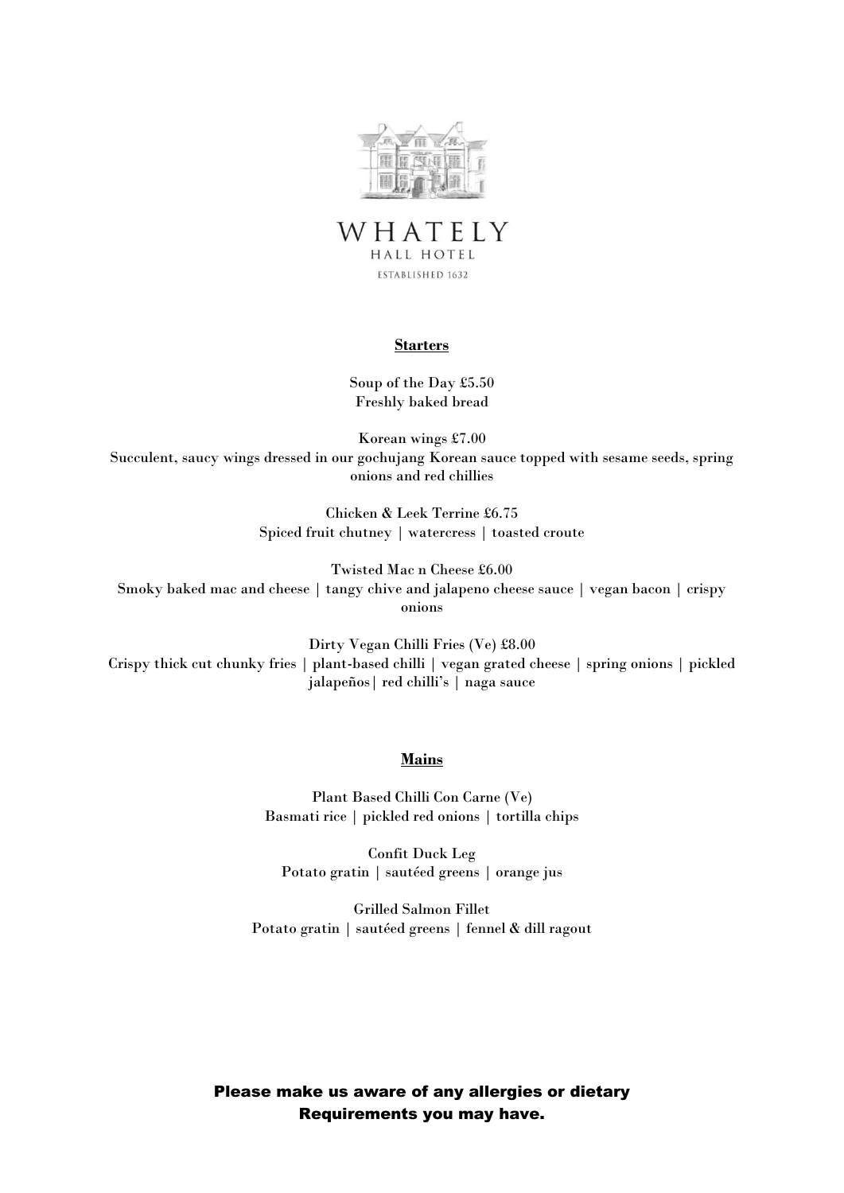# WHATELY

HALL HOTEL

ESTABLISHED 1632

## Starters

Soup of the Day £5.50
Freshly baked bread

Korean wings £7.00
Succulent, saucy wings dressed in our gochujang Korean sauce topped with sesame seeds, spring onions and red chillies

Chicken & Leek Terrine £6.75
Spiced fruit chutney | watercress | toasted croute

Twisted Mac n Cheese £6.00
Smoky baked mac and cheese | tangy chive and jalapeno cheese sauce | vegan bacon | crispy onions

Dirty Vegan Chilli Fries (Ve) £8.00
Crispy thick cut chunky fries | plant-based chilli | vegan grated cheese | spring onions | pickled jalapeños| red chilli's | naga sauce

## Mains

Plant Based Chilli Con Carne (Ve)
Basmati rice | pickled red onions | tortilla chips

Confit Duck Leg
Potato gratin | sautéed greens | orange jus

Grilled Salmon Fillet
Potato gratin | sautéed greens | fennel & dill ragout

**Please make us aware of any allergies or dietary Requirements you may have.**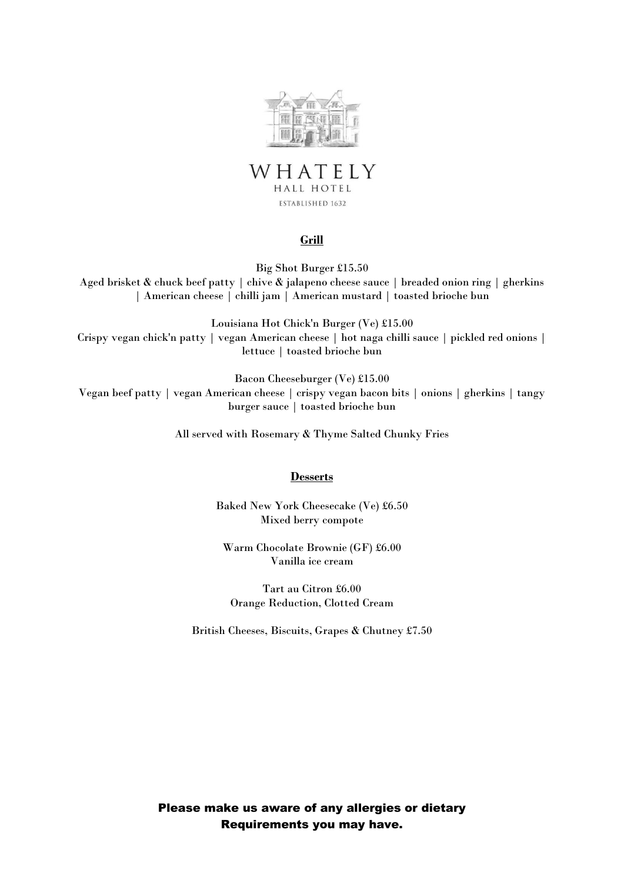WHATELY

HALL HOTEL

ESTABLISHED 1632

## Grill

Big Shot Burger £15.50
Aged brisket & chuck beef patty | chive & jalapeno cheese sauce | breaded onion ring | gherkins | American cheese | chilli jam | American mustard | toasted brioche bun

Louisiana Hot Chick'n Burger (Ve) £15.00
Crispy vegan chick'n patty | vegan American cheese | hot naga chilli sauce | pickled red onions | lettuce | toasted brioche bun

Bacon Cheeseburger (Ve) £15.00
Vegan beef patty | vegan American cheese | crispy vegan bacon bits | onions | gherkins | tangy burger sauce | toasted brioche bun

All served with Rosemary & Thyme Salted Chunky Fries

## Desserts

Baked New York Cheesecake (Ve) £6.50
Mixed berry compote

Warm Chocolate Brownie (GF) £6.00
Vanilla ice cream

Tart au Citron £6.00
Orange Reduction, Clotted Cream

British Cheeses, Biscuits, Grapes & Chutney £7.50

**Please make us aware of any allergies or dietary Requirements you may have.**